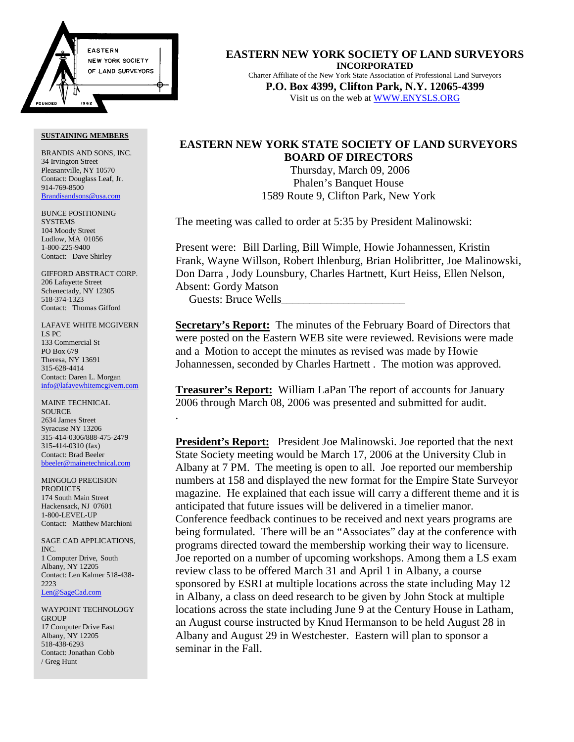# EASTERN NEW YORK SOCIETY OF LAND SURVEYORS

**INCORPORATED**

Charter Affiliate of the New York State Association of Professional Land Surveyors

**P.O. Box 4399, Clifton Park, N.Y. 12065-4399**

Visit us on the web at WWW.ENYSLS.ORG

**SUSTAINING MEMBERS**

BRANDIS AND SONS, INC.
34 Irvington Street
Pleasantville, NY 10570
Contact: Douglass Leaf, Jr.
914-769-8500
Brandisandsons@usa.com

BUNCE POSITIONING SYSTEMS
104 Moody Street
Ludlow, MA 01056
1-800-225-9400
Contact: Dave Shirley

GIFFORD ABSTRACT CORP.
206 Lafayette Street
Schenectady, NY 12305
518-374-1323
Contact: Thomas Gifford

LAFAVE WHITE MCGIVERN LS PC
133 Commercial St
PO Box 679
Theresa, NY 13691
315-628-4414
Contact: Daren L. Morgan
info@lafavewhitemcgivern.com

MAINE TECHNICAL SOURCE
2634 James Street
Syracuse NY 13206
315-414-0306/888-475-2479
315-414-0310 (fax)
Contact: Brad Beeler
bbeeler@mainetechnical.com

MINGOLO PRECISION PRODUCTS
174 South Main Street
Hackensack, NJ 07601
1-800-LEVEL-UP
Contact: Matthew Marchioni

SAGE CAD APPLICATIONS, INC.
1 Computer Drive, South
Albany, NY 12205
Contact: Len Kalmer 518-438-2223
Len@SageCad.com

WAYPOINT TECHNOLOGY GROUP
17 Computer Drive East
Albany, NY 12205
518-438-6293
Contact: Jonathan Cobb / Greg Hunt

## EASTERN NEW YORK STATE SOCIETY OF LAND SURVEYORS BOARD OF DIRECTORS

Thursday, March 09, 2006
Phalen's Banquet House
1589 Route 9, Clifton Park, New York

The meeting was called to order at 5:35 by President Malinowski:

Present were: Bill Darling, Bill Wimple, Howie Johannessen, Kristin Frank, Wayne Willson, Robert Ihlenburg, Brian Holibritter, Joe Malinowski, Don Darra , Jody Lounsbury, Charles Hartnett, Kurt Heiss, Ellen Nelson,
Absent: Gordy Matson
Guests: Bruce Wells______________________

**Secretary's Report:** The minutes of the February Board of Directors that were posted on the Eastern WEB site were reviewed. Revisions were made and a Motion to accept the minutes as revised was made by Howie Johannessen, seconded by Charles Hartnett . The motion was approved.

**Treasurer's Report:** William LaPan The report of accounts for January 2006 through March 08, 2006 was presented and submitted for audit.

.

**President's Report:** President Joe Malinowski. Joe reported that the next State Society meeting would be March 17, 2006 at the University Club in Albany at 7 PM. The meeting is open to all. Joe reported our membership numbers at 158 and displayed the new format for the Empire State Surveyor magazine. He explained that each issue will carry a different theme and it is anticipated that future issues will be delivered in a timelier manor. Conference feedback continues to be received and next years programs are being formulated. There will be an "Associates" day at the conference with programs directed toward the membership working their way to licensure. Joe reported on a number of upcoming workshops. Among them a LS exam review class to be offered March 31 and April 1 in Albany, a course sponsored by ESRI at multiple locations across the state including May 12 in Albany, a class on deed research to be given by John Stock at multiple locations across the state including June 9 at the Century House in Latham, an August course instructed by Knud Hermanson to be held August 28 in Albany and August 29 in Westchester. Eastern will plan to sponsor a seminar in the Fall.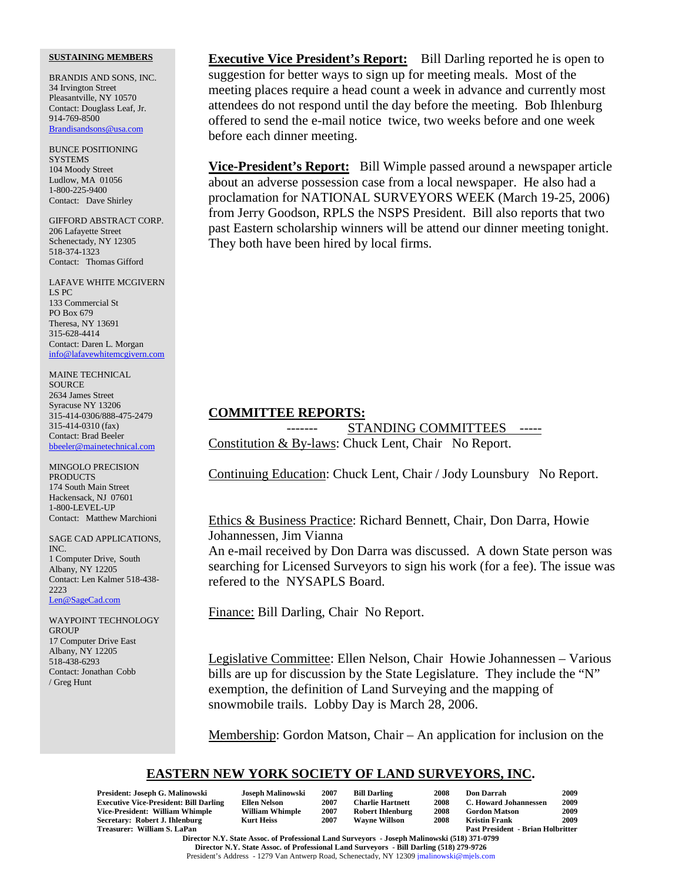**Executive Vice President's Report:** Bill Darling reported he is open to suggestion for better ways to sign up for meeting meals. Most of the meeting places require a head count a week in advance and currently most attendees do not respond until the day before the meeting. Bob Ihlenburg offered to send the e-mail notice twice, two weeks before and one week before each dinner meeting.

**Vice-President's Report:** Bill Wimple passed around a newspaper article about an adverse possession case from a local newspaper. He also had a proclamation for NATIONAL SURVEYORS WEEK (March 19-25, 2006) from Jerry Goodson, RPLS the NSPS President. Bill also reports that two past Eastern scholarship winners will be attend our dinner meeting tonight. They both have been hired by local firms.

## COMMITTEE REPORTS:

------- STANDING COMMITTEES -----

Constitution & By-laws: Chuck Lent, Chair No Report.

Continuing Education: Chuck Lent, Chair / Jody Lounsbury No Report.

Ethics & Business Practice: Richard Bennett, Chair, Don Darra, Howie Johannessen, Jim Vianna
An e-mail received by Don Darra was discussed. A down State person was searching for Licensed Surveyors to sign his work (for a fee). The issue was refered to the NYSAPLS Board.

Finance: Bill Darling, Chair No Report.

Legislative Committee: Ellen Nelson, Chair Howie Johannessen – Various bills are up for discussion by the State Legislature. They include the "N" exemption, the definition of Land Surveying and the mapping of snowmobile trails. Lobby Day is March 28, 2006.

Membership: Gordon Matson, Chair – An application for inclusion on the

**SUSTAINING MEMBERS**

BRANDIS AND SONS, INC.
34 Irvington Street
Pleasantville, NY 10570
Contact: Douglass Leaf, Jr.
914-769-8500
Brandisandsons@usa.com

BUNCE POSITIONING SYSTEMS
104 Moody Street
Ludlow, MA 01056
1-800-225-9400
Contact: Dave Shirley

GIFFORD ABSTRACT CORP.
206 Lafayette Street
Schenectady, NY 12305
518-374-1323
Contact: Thomas Gifford

LAFAVE WHITE MCGIVERN LS PC
133 Commercial St
PO Box 679
Theresa, NY 13691
315-628-4414
Contact: Daren L. Morgan
info@lafavewhitemcgivern.com

MAINE TECHNICAL SOURCE
2634 James Street
Syracuse NY 13206
315-414-0306/888-475-2479
315-414-0310 (fax)
Contact: Brad Beeler
bbeeler@mainetechnical.com

MINGOLO PRECISION PRODUCTS
174 South Main Street
Hackensack, NJ 07601
1-800-LEVEL-UP
Contact: Matthew Marchioni

SAGE CAD APPLICATIONS, INC.
1 Computer Drive, South
Albany, NY 12205
Contact: Len Kalmer 518-438-2223
Len@SageCad.com

WAYPOINT TECHNOLOGY GROUP
17 Computer Drive East
Albany, NY 12205
518-438-6293
Contact: Jonathan Cobb / Greg Hunt

## EASTERN NEW YORK SOCIETY OF LAND SURVEYORS, INC.

| Officers | Director | Term | Director | Term | Director | Term |
|---|---|---|---|---|---|---|
| President: Joseph G. Malinowski | Joseph Malinowski | 2007 | Bill Darling | 2008 | Don Darrah | 2009 |
| Executive Vice-President: Bill Darling | Ellen Nelson | 2007 | Charlie Hartnett | 2008 | C. Howard Johannessen | 2009 |
| Vice-President: William Whimple | William Whimple | 2007 | Robert Ihlenburg | 2008 | Gordon Matson | 2009 |
| Secretary: Robert J. Ihlenburg | Kurt Heiss | 2007 | Wayne Willson | 2008 | Kristin Frank | 2009 |
| Treasurer: William S. LaPan | | | | | Past President - Brian Holbritter | |

Director N.Y. State Assoc. of Professional Land Surveyors - Joseph Malinowski (518) 371-0799
Director N.Y. State Assoc. of Professional Land Surveyors - Bill Darling (518) 279-9726
President's Address - 1279 Van Antwerp Road, Schenectady, NY 12309 jmalinowski@mjels.com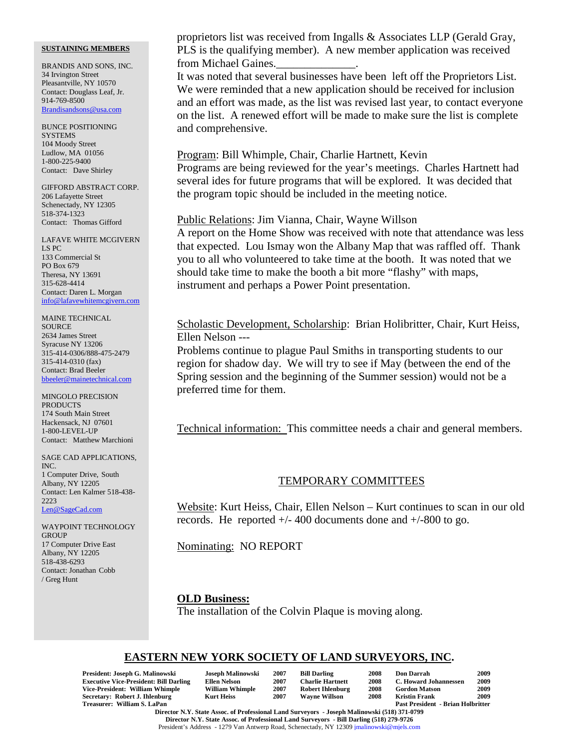proprietors list was received from Ingalls & Associates LLP (Gerald Gray, PLS is the qualifying member). A new member application was received from Michael Gaines.______________.

It was noted that several businesses have been left off the Proprietors List. We were reminded that a new application should be received for inclusion and an effort was made, as the list was revised last year, to contact everyone on the list. A renewed effort will be made to make sure the list is complete and comprehensive.

Program: Bill Whimple, Chair, Charlie Hartnett, Kevin
Programs are being reviewed for the year's meetings. Charles Hartnett had several ides for future programs that will be explored. It was decided that the program topic should be included in the meeting notice.

Public Relations: Jim Vianna, Chair, Wayne Willson
A report on the Home Show was received with note that attendance was less that expected. Lou Ismay won the Albany Map that was raffled off. Thank you to all who volunteered to take time at the booth. It was noted that we should take time to make the booth a bit more "flashy" with maps, instrument and perhaps a Power Point presentation.

Scholastic Development, Scholarship: Brian Holibritter, Chair, Kurt Heiss, Ellen Nelson ---
Problems continue to plague Paul Smiths in transporting students to our region for shadow day. We will try to see if May (between the end of the Spring session and the beginning of the Summer session) would not be a preferred time for them.

Technical information: This committee needs a chair and general members.

## TEMPORARY COMMITTEES

Website: Kurt Heiss, Chair, Ellen Nelson – Kurt continues to scan in our old records. He reported +/- 400 documents done and +/-800 to go.

Nominating: NO REPORT

**OLD Business:**
The installation of the Colvin Plaque is moving along.

**SUSTAINING MEMBERS**

BRANDIS AND SONS, INC.
34 Irvington Street
Pleasantville, NY 10570
Contact: Douglass Leaf, Jr.
914-769-8500
Brandisandsons@usa.com

BUNCE POSITIONING SYSTEMS
104 Moody Street
Ludlow, MA 01056
1-800-225-9400
Contact: Dave Shirley

GIFFORD ABSTRACT CORP.
206 Lafayette Street
Schenectady, NY 12305
518-374-1323
Contact: Thomas Gifford

LAFAVE WHITE MCGIVERN LS PC
133 Commercial St
PO Box 679
Theresa, NY 13691
315-628-4414
Contact: Daren L. Morgan
info@lafavewhitemcgivern.com

MAINE TECHNICAL SOURCE
2634 James Street
Syracuse NY 13206
315-414-0306/888-475-2479
315-414-0310 (fax)
Contact: Brad Beeler
bbeeler@mainetechnical.com

MINGOLO PRECISION PRODUCTS
174 South Main Street
Hackensack, NJ 07601
1-800-LEVEL-UP
Contact: Matthew Marchioni

SAGE CAD APPLICATIONS, INC.
1 Computer Drive, South
Albany, NY 12205
Contact: Len Kalmer 518-438-2223
Len@SageCad.com

WAYPOINT TECHNOLOGY GROUP
17 Computer Drive East
Albany, NY 12205
518-438-6293
Contact: Jonathan Cobb / Greg Hunt

## EASTERN NEW YORK SOCIETY OF LAND SURVEYORS, INC.

| | | | | | | |
|---|---|---|---|---|---|---|
| President: Joseph G. Malinowski | Joseph Malinowski | 2007 | Bill Darling | 2008 | Don Darrah | 2009 |
| Executive Vice-President: Bill Darling | Ellen Nelson | 2007 | Charlie Hartnett | 2008 | C. Howard Johannessen | 2009 |
| Vice-President: William Whimple | William Whimple | 2007 | Robert Ihlenburg | 2008 | Gordon Matson | 2009 |
| Secretary: Robert J. Ihlenburg | Kurt Heiss | 2007 | Wayne Willson | 2008 | Kristin Frank | 2009 |
| Treasurer: William S. LaPan | | | | | Past President - Brian Holbritter | |

Director N.Y. State Assoc. of Professional Land Surveyors - Joseph Malinowski (518) 371-0799
Director N.Y. State Assoc. of Professional Land Surveyors - Bill Darling (518) 279-9726
President's Address - 1279 Van Antwerp Road, Schenectady, NY 12309 jmalinowski@mjels.com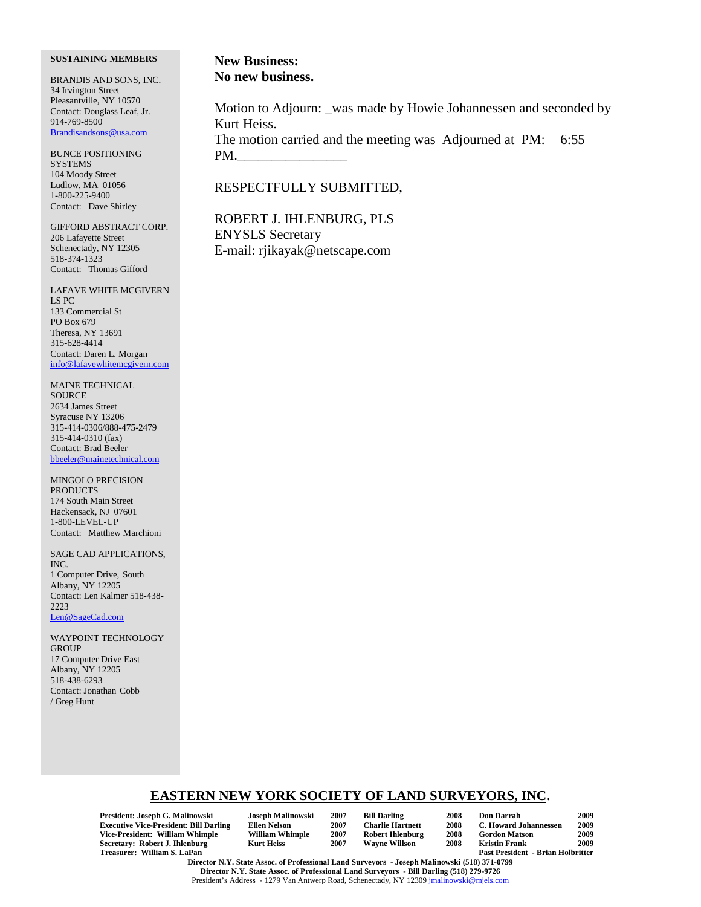**New Business:**
**No new business.**

Motion to Adjourn: _was made by Howie Johannessen and seconded by Kurt Heiss.
The motion carried and the meeting was Adjourned at PM: 6:55 PM.________________

RESPECTFULLY SUBMITTED,

ROBERT J. IHLENBURG, PLS
ENYSLS Secretary
E-mail: rjikayak@netscape.com

**SUSTAINING MEMBERS**

BRANDIS AND SONS, INC.
34 Irvington Street
Pleasantville, NY 10570
Contact: Douglass Leaf, Jr.
914-769-8500
Brandisandsons@usa.com

BUNCE POSITIONING SYSTEMS
104 Moody Street
Ludlow, MA 01056
1-800-225-9400
Contact: Dave Shirley

GIFFORD ABSTRACT CORP.
206 Lafayette Street
Schenectady, NY 12305
518-374-1323
Contact: Thomas Gifford

LAFAVE WHITE MCGIVERN LS PC
133 Commercial St
PO Box 679
Theresa, NY 13691
315-628-4414
Contact: Daren L. Morgan
info@lafavewhitemcgivern.com

MAINE TECHNICAL SOURCE
2634 James Street
Syracuse NY 13206
315-414-0306/888-475-2479
315-414-0310 (fax)
Contact: Brad Beeler
bbeeler@mainetechnical.com

MINGOLO PRECISION PRODUCTS
174 South Main Street
Hackensack, NJ 07601
1-800-LEVEL-UP
Contact: Matthew Marchioni

SAGE CAD APPLICATIONS, INC.
1 Computer Drive, South
Albany, NY 12205
Contact: Len Kalmer 518-438-2223
Len@SageCad.com

WAYPOINT TECHNOLOGY GROUP
17 Computer Drive East
Albany, NY 12205
518-438-6293
Contact: Jonathan Cobb / Greg Hunt

## EASTERN NEW YORK SOCIETY OF LAND SURVEYORS, INC.

| | | | | | | | |
|---|---|---|---|---|---|---|---|
| **President: Joseph G. Malinowski** | **Joseph Malinowski** | **2007** | **Bill Darling** | **2008** | **Don Darrah** | **2009** |
| **Executive Vice-President: Bill Darling** | **Ellen Nelson** | **2007** | **Charlie Hartnett** | **2008** | **C. Howard Johannessen** | **2009** |
| **Vice-President: William Whimple** | **William Whimple** | **2007** | **Robert Ihlenburg** | **2008** | **Gordon Matson** | **2009** |
| **Secretary: Robert J. Ihlenburg** | **Kurt Heiss** | **2007** | **Wayne Willson** | **2008** | **Kristin Frank** | **2009** |
| **Treasurer: William S. LaPan** | | | | | **Past President - Brian Holbritter** | |

**Director N.Y. State Assoc. of Professional Land Surveyors - Joseph Malinowski (518) 371-0799**
**Director N.Y. State Assoc. of Professional Land Surveyors - Bill Darling (518) 279-9726**
President's Address - 1279 Van Antwerp Road, Schenectady, NY 12309 jmalinowski@mjels.com